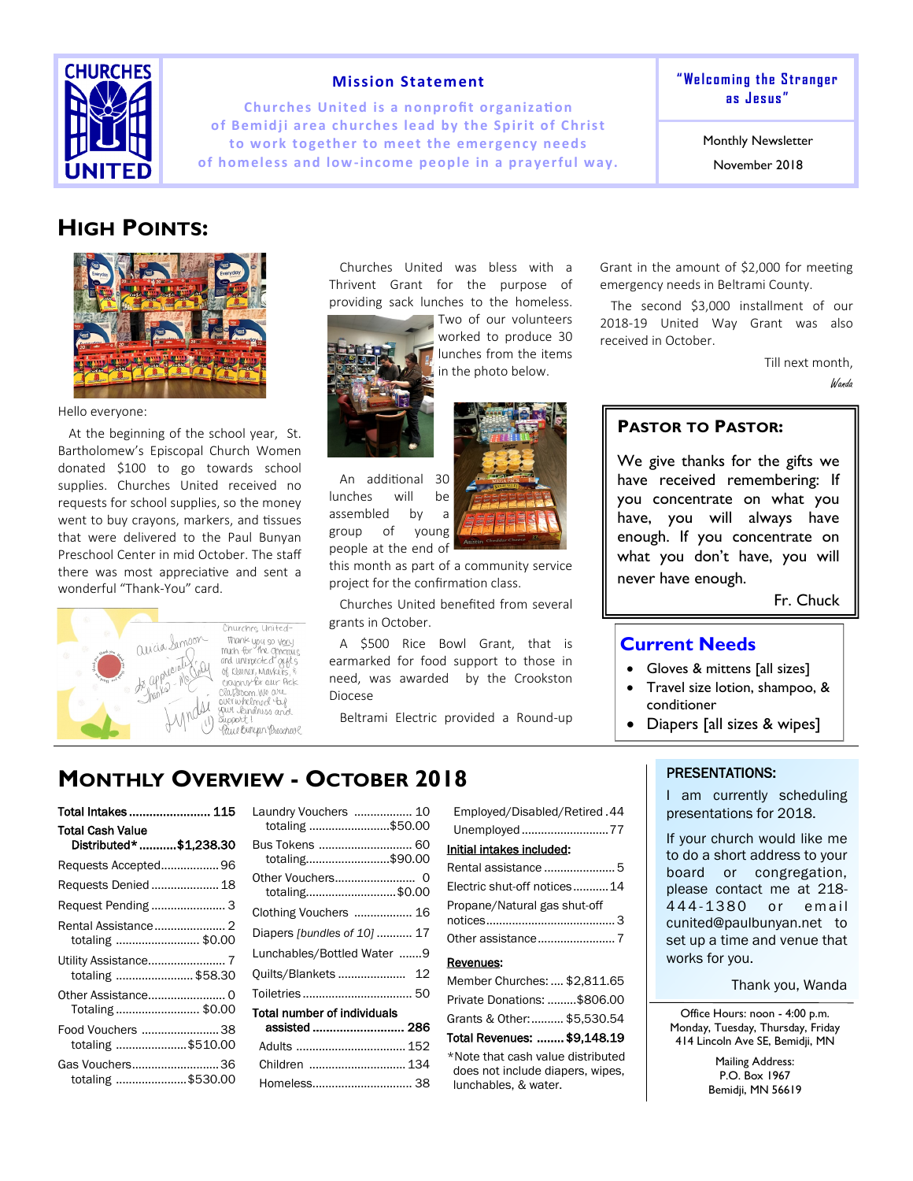**CHURCHES UNITED**

## Mission Statement

Churches United is a nonprofit organization of Bemidji area churches lead by the Spirit of Christ to work together to meet the emergency needs of homeless and low-income people in a prayerful way.

**"Welcoming the Stranger as Jesus"**

Monthly Newsletter

November 2018

## High Points:

Hello everyone:

At the beginning of the school year, St. Bartholomew's Episcopal Church Women donated $100 to go towards school supplies. Churches United received no requests for school supplies, so the money went to buy crayons, markers, and tissues that were delivered to the Paul Bunyan Preschool Center in mid October. The staff there was most appreciative and sent a wonderful "Thank-You" card.

Churches United was bless with a Thrivent Grant for the purpose of providing sack lunches to the homeless. Two of our volunteers worked to produce 30 lunches from the items in the photo below.

An additional 30 lunches will be assembled by a group of young people at the end of this month as part of a community service project for the confirmation class.

Churches United benefited from several grants in October.

A $500 Rice Bowl Grant, that is earmarked for food support to those in need, was awarded by the Crookston Diocese

Beltrami Electric provided a Round-up Grant in the amount of $2,000 for meeting emergency needs in Beltrami County.

The second $3,000 installment of our 2018-19 United Way Grant was also received in October.

Till next month,

*Wanda*

### Pastor to Pastor:

We give thanks for the gifts we have received remembering: If you concentrate on what you have, you will always have enough. If you concentrate on what you don't have, you will never have enough.

Fr. Chuck

### Current Needs

- Gloves & mittens [all sizes]
- Travel size lotion, shampoo, & conditioner
- Diapers [all sizes & wipes]

## Monthly Overview - October 2018

**Total Intakes** ........................ **115**

**Total Cash Value Distributed*** ...........**$1,238.30**

Requests Accepted.................. 96

Requests Denied ..................... 18

Request Pending ....................... 3

Rental Assistance...................... 2
totaling .......................... $0.00

Utility Assistance........................ 7
totaling ........................ $58.30

Other Assistance........................ 0
Totaling .......................... $0.00

Food Vouchers ........................ 38
totaling ...................... $510.00

Gas Vouchers........................... 36
totaling ...................... $530.00

Laundry Vouchers .................. 10
totaling ......................... $50.00

Bus Tokens ............................. 60
totaling.......................... $90.00

Other Vouchers......................... 0
totaling............................ $0.00

Clothing Vouchers .................. 16

Diapers *[bundles of 10]* ........... 17

Lunchables/Bottled Water .......9

Quilts/Blankets ..................... 12

Toiletries ................................. 50

**Total number of individuals assisted** ........................... **286**

Adults ................................. 152

Children .............................. 134

Homeless............................... 38

Employed/Disabled/Retired .44

Unemployed ........................... 77

**Initial intakes included:**

Rental assistance ...................... 5

Electric shut-off notices........... 14

Propane/Natural gas shut-off notices........................................ 3

Other assistance........................ 7

**Revenues:**

Member Churches: .... $2,811.65

Private Donations: .........$806.00

Grants & Other:.......... $5,530.54

**Total Revenues: ........ $9,148.19**

*Note that cash value distributed does not include diapers, wipes, lunchables, & water.

### PRESENTATIONS:

I am currently scheduling presentations for 2018.

If your church would like me to do a short address to your board or congregation, please contact me at 218-444-1380 or email cunited@paulbunyan.net to set up a time and venue that works for you.

Thank you, Wanda

Office Hours: noon - 4:00 p.m.
Monday, Tuesday, Thursday, Friday
414 Lincoln Ave SE, Bemidji, MN

Mailing Address:
P.O. Box 1967
Bemidji, MN 56619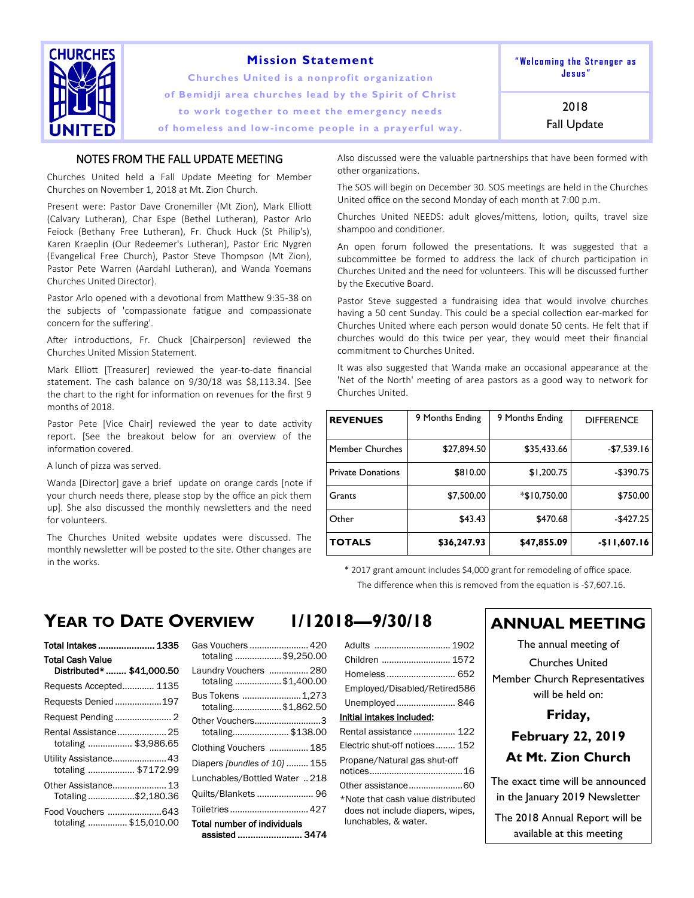CHURCHES UNITED

**Mission Statement**

Churches United is a nonprofit organization of Bemidji area churches lead by the Spirit of Christ to work together to meet the emergency needs of homeless and low-income people in a prayerful way.

"Welcoming the Stranger as Jesus"

2018
Fall Update

## NOTES FROM THE FALL UPDATE MEETING

Churches United held a Fall Update Meeting for Member Churches on November 1, 2018 at Mt. Zion Church.

Present were: Pastor Dave Cronemiller (Mt Zion), Mark Elliott (Calvary Lutheran), Char Espe (Bethel Lutheran), Pastor Arlo Feiock (Bethany Free Lutheran), Fr. Chuck Huck (St Philip's), Karen Kraeplin (Our Redeemer's Lutheran), Pastor Eric Nygren (Evangelical Free Church), Pastor Steve Thompson (Mt Zion), Pastor Pete Warren (Aardahl Lutheran), and Wanda Yoemans Churches United Director).

Pastor Arlo opened with a devotional from Matthew 9:35-38 on the subjects of 'compassionate fatigue and compassionate concern for the suffering'.

After introductions, Fr. Chuck [Chairperson] reviewed the Churches United Mission Statement.

Mark Elliott [Treasurer] reviewed the year-to-date financial statement. The cash balance on 9/30/18 was $8,113.34. [See the chart to the right for information on revenues for the first 9 months of 2018.

Pastor Pete [Vice Chair] reviewed the year to date activity report. [See the breakout below for an overview of the information covered.

A lunch of pizza was served.

Wanda [Director] gave a brief update on orange cards [note if your church needs there, please stop by the office an pick them up]. She also discussed the monthly newsletters and the need for volunteers.

The Churches United website updates were discussed. The monthly newsletter will be posted to the site. Other changes are in the works.

Also discussed were the valuable partnerships that have been formed with other organizations.

The SOS will begin on December 30. SOS meetings are held in the Churches United office on the second Monday of each month at 7:00 p.m.

Churches United NEEDS: adult gloves/mittens, lotion, quilts, travel size shampoo and conditioner.

An open forum followed the presentations. It was suggested that a subcommittee be formed to address the lack of church participation in Churches United and the need for volunteers. This will be discussed further by the Executive Board.

Pastor Steve suggested a fundraising idea that would involve churches having a 50 cent Sunday. This could be a special collection ear-marked for Churches United where each person would donate 50 cents. He felt that if churches would do this twice per year, they would meet their financial commitment to Churches United.

It was also suggested that Wanda make an occasional appearance at the 'Net of the North' meeting of area pastors as a good way to network for Churches United.

| **REVENUES** | 9 Months Ending | 9 Months Ending | DIFFERENCE |
|---|---|---|---|
| Member Churches | $27,894.50 | $35,433.66 | -$7,539.16 |
| Private Donations | $810.00 | $1,200.75 | -$390.75 |
| Grants | $7,500.00 | *$10,750.00 | $750.00 |
| Other | $43.43 | $470.68 | -$427.25 |
| **TOTALS** | **$36,247.93** | **$47,855.09** | **-$11,607.16** |

\* 2017 grant amount includes $4,000 grant for remodeling of office space. The difference when this is removed from the equation is -$7,607.16.

## YEAR TO DATE OVERVIEW 1/12018—9/30/18

**Total Intakes ...................... 1335**

**Total Cash Value Distributed* ........ $41,000.50**

Requests Accepted............. 1135

Requests Denied ...................197

Request Pending ...................... 2

Rental Assistance.................... 25
totaling .................. $3,986.65

Utility Assistance...................... 43
totaling ................... $7172.99

Other Assistance...................... 13
Totaling ...................$2,180.36

Food Vouchers ......................643
totaling ................ $15,010.00

Gas Vouchers ........................ 420
totaling .................. $9,250.00

Laundry Vouchers ................ 280
totaling ................... $1,400.00

Bus Tokens ........................1,273
totaling.................... $1,862.50

Other Vouchers...........................3
totaling....................... $138.00

Clothing Vouchers ................ 185

Diapers *[bundles of 10]* ......... 155

Lunchables/Bottled Water .. 218

Quilts/Blankets ....................... 96

Toiletries ................................ 427

**Total number of individuals assisted ......................... 3474**

Adults ............................... 1902

Children ............................ 1572

Homeless ............................ 652

Employed/Disabled/Retired586

Unemployed ........................ 846

**Initial intakes included:**

Rental assistance ................ 122

Electric shut-off notices........ 152

Propane/Natural gas shut-off notices......................................16

Other assistance......................60

*Note that cash value distributed does not include diapers, wipes, lunchables, & water.

## ANNUAL MEETING

The annual meeting of Churches United Member Church Representatives will be held on:

**Friday, February 22, 2019 At Mt. Zion Church**

The exact time will be announced in the January 2019 Newsletter

The 2018 Annual Report will be available at this meeting